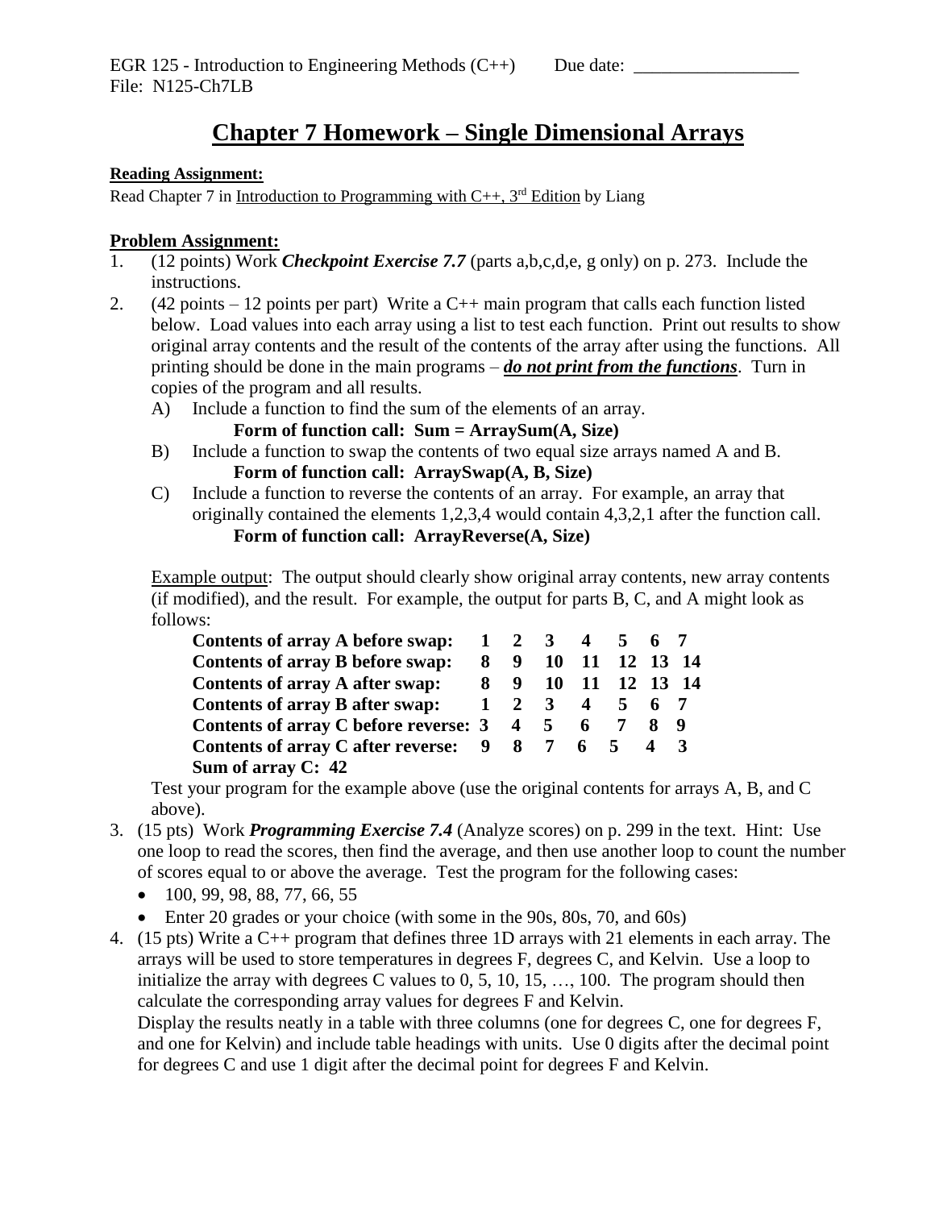EGR 125 - Introduction to Engineering Methods (C++)        Due date: __________________
File: N125-Ch7LB

# Chapter 7 Homework – Single Dimensional Arrays

**Reading Assignment:**

Read Chapter 7 in Introduction to Programming with C++, 3rd Edition by Liang

**Problem Assignment:**

1. (12 points) Work ***Checkpoint Exercise 7.7*** (parts a,b,c,d,e, g only) on p. 273. Include the instructions.
2. (42 points – 12 points per part) Write a C++ main program that calls each function listed below. Load values into each array using a list to test each function. Print out results to show original array contents and the result of the contents of the array after using the functions. All printing should be done in the main programs – ***do not print from the functions***. Turn in copies of the program and all results.
   A) Include a function to find the sum of the elements of an array.
      **Form of function call: Sum = ArraySum(A, Size)**
   B) Include a function to swap the contents of two equal size arrays named A and B.
      **Form of function call: ArraySwap(A, B, Size)**
   C) Include a function to reverse the contents of an array. For example, an array that originally contained the elements 1,2,3,4 would contain 4,3,2,1 after the function call.
      **Form of function call: ArrayReverse(A, Size)**

   Example output: The output should clearly show original array contents, new array contents (if modified), and the result. For example, the output for parts B, C, and A might look as follows:

   ```
   Contents of array A before swap:    1  2  3   4   5   6   7
   Contents of array B before swap:    8  9  10  11  12  13  14
   Contents of array A after swap:     8  9  10  11  12  13  14
   Contents of array B after swap:     1  2  3   4   5   6   7
   Contents of array C before reverse: 3  4  5   6   7   8   9
   Contents of array C after reverse:  9  8  7   6   5   4   3
   Sum of array C: 42
   ```

   Test your program for the example above (use the original contents for arrays A, B, and C above).
3. (15 pts) Work ***Programming Exercise 7.4*** (Analyze scores) on p. 299 in the text. Hint: Use one loop to read the scores, then find the average, and then use another loop to count the number of scores equal to or above the average. Test the program for the following cases:
   - 100, 99, 98, 88, 77, 66, 55
   - Enter 20 grades or your choice (with some in the 90s, 80s, 70, and 60s)
4. (15 pts) Write a C++ program that defines three 1D arrays with 21 elements in each array. The arrays will be used to store temperatures in degrees F, degrees C, and Kelvin. Use a loop to initialize the array with degrees C values to 0, 5, 10, 15, …, 100. The program should then calculate the corresponding array values for degrees F and Kelvin.
   Display the results neatly in a table with three columns (one for degrees C, one for degrees F, and one for Kelvin) and include table headings with units. Use 0 digits after the decimal point for degrees C and use 1 digit after the decimal point for degrees F and Kelvin.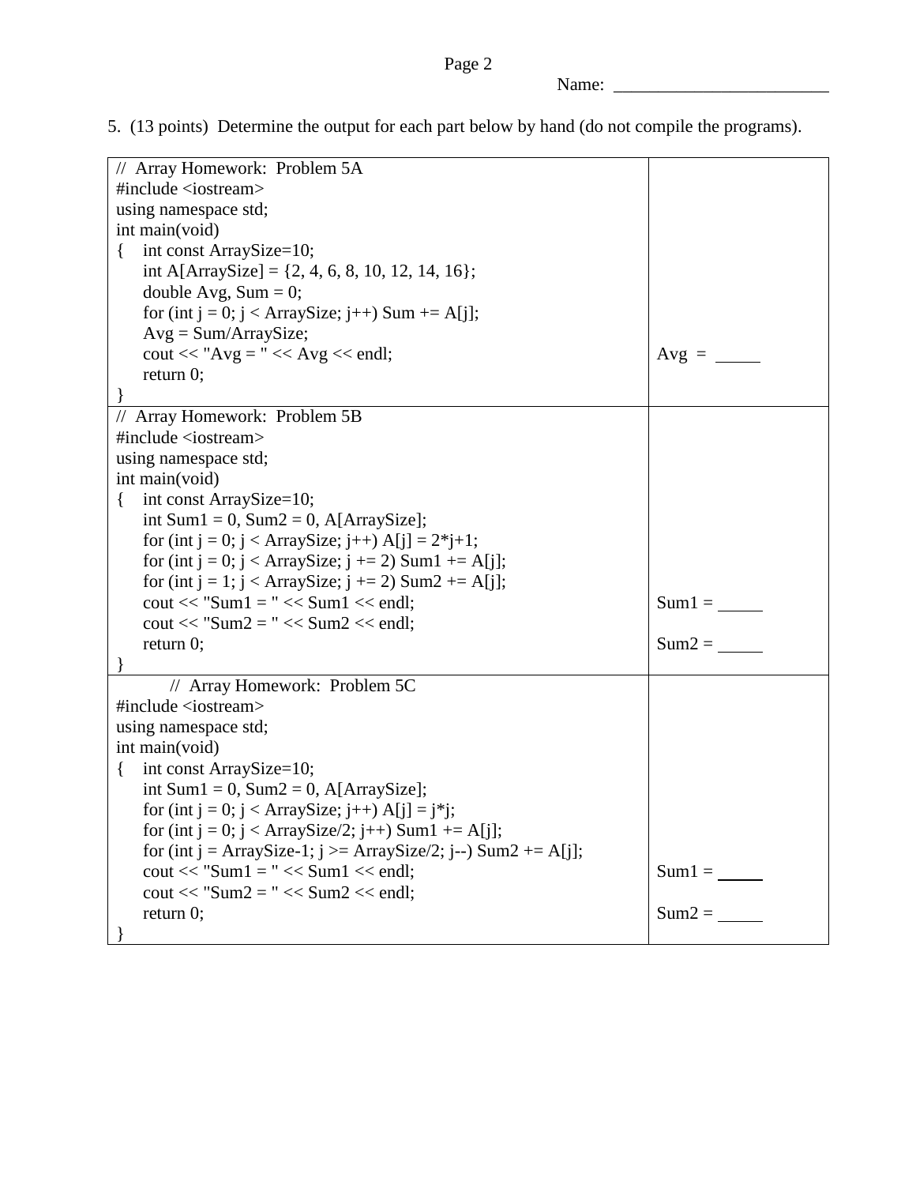Name: ________________________

5. (13 points) Determine the output for each part below by hand (do not compile the programs).

```
//  Array Homework:  Problem 5A
#include <iostream>
using namespace std;
int main(void)
{    int const ArraySize=10;
     int A[ArraySize] = {2, 4, 6, 8, 10, 12, 14, 16};
     double Avg, Sum = 0;
     for (int j = 0; j < ArraySize; j++) Sum += A[j];
     Avg = Sum/ArraySize;
     cout << "Avg = " << Avg << endl;
     return 0;
}
```

Avg = _____

```
//  Array Homework:  Problem 5B
#include <iostream>
using namespace std;
int main(void)
{    int const ArraySize=10;
     int Sum1 = 0, Sum2 = 0, A[ArraySize];
     for (int j = 0; j < ArraySize; j++) A[j] = 2*j+1;
     for (int j = 0; j < ArraySize; j += 2) Sum1 += A[j];
     for (int j = 1; j < ArraySize; j += 2) Sum2 += A[j];
     cout << "Sum1 = " << Sum1 << endl;
     cout << "Sum2 = " << Sum2 << endl;
     return 0;
}
```

Sum1 = _____

Sum2 = _____

```
//  Array Homework:  Problem 5C
#include <iostream>
using namespace std;
int main(void)
{    int const ArraySize=10;
     int Sum1 = 0, Sum2 = 0, A[ArraySize];
     for (int j = 0; j < ArraySize; j++) A[j] = j*j;
     for (int j = 0; j < ArraySize/2; j++) Sum1 += A[j];
     for (int j = ArraySize-1; j >= ArraySize/2; j--) Sum2 += A[j];
     cout << "Sum1 = " << Sum1 << endl;
     cout << "Sum2 = " << Sum2 << endl;
     return 0;
}
```

Sum1 = _____

Sum2 = _____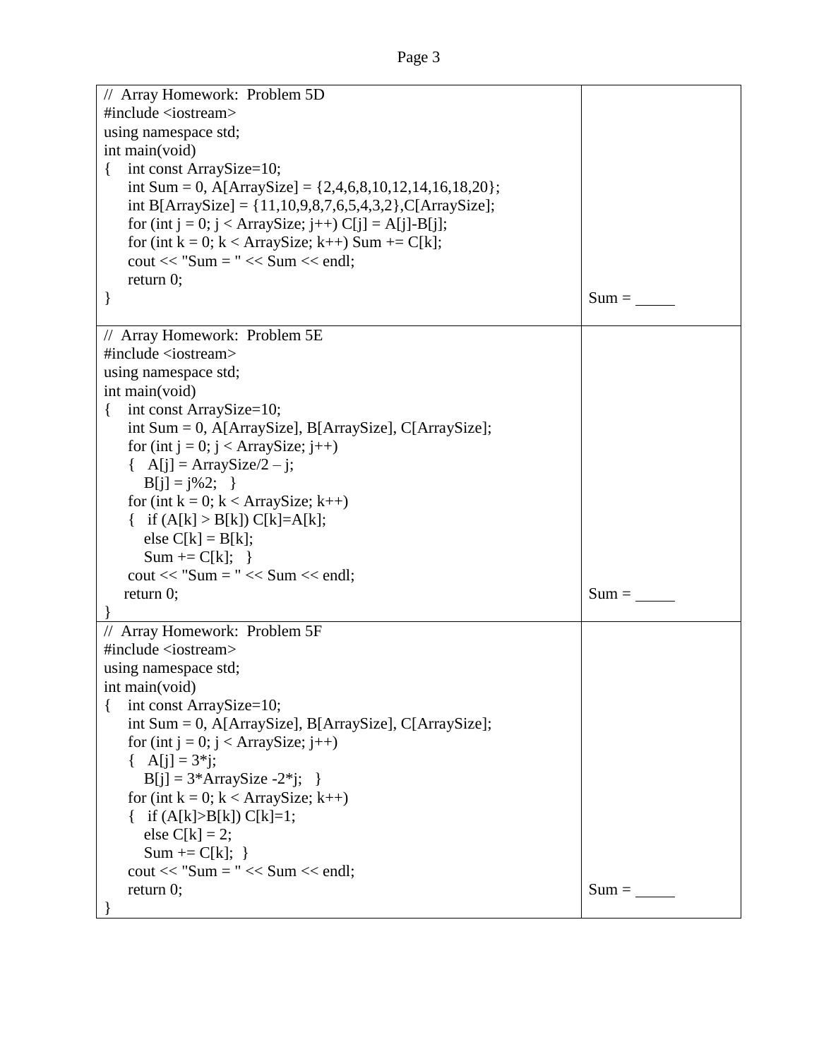| | |
|---|---|
| <pre>// Array Homework: Problem 5D<br>#include <iostream><br>using namespace std;<br>int main(void)<br>{   int const ArraySize=10;<br>    int Sum = 0, A[ArraySize] = {2,4,6,8,10,12,14,16,18,20};<br>    int B[ArraySize] = {11,10,9,8,7,6,5,4,3,2},C[ArraySize];<br>    for (int j = 0; j < ArraySize; j++) C[j] = A[j]-B[j];<br>    for (int k = 0; k < ArraySize; k++) Sum += C[k];<br>    cout << "Sum = " << Sum << endl;<br>    return 0;<br>}</pre> | Sum = _____ |
| <pre>// Array Homework: Problem 5E<br>#include <iostream><br>using namespace std;<br>int main(void)<br>{   int const ArraySize=10;<br>    int Sum = 0, A[ArraySize], B[ArraySize], C[ArraySize];<br>    for (int j = 0; j < ArraySize; j++)<br>    {   A[j] = ArraySize/2 – j;<br>        B[j] = j%2;   }<br>    for (int k = 0; k < ArraySize; k++)<br>    {   if (A[k] > B[k]) C[k]=A[k];<br>        else C[k] = B[k];<br>        Sum += C[k];   }<br>    cout << "Sum = " << Sum << endl;<br>    return 0;<br>}</pre> | Sum = _____ |
| <pre>// Array Homework: Problem 5F<br>#include <iostream><br>using namespace std;<br>int main(void)<br>{   int const ArraySize=10;<br>    int Sum = 0, A[ArraySize], B[ArraySize], C[ArraySize];<br>    for (int j = 0; j < ArraySize; j++)<br>    {   A[j] = 3*j;<br>        B[j] = 3*ArraySize -2*j;   }<br>    for (int k = 0; k < ArraySize; k++)<br>    {   if (A[k]>B[k]) C[k]=1;<br>        else C[k] = 2;<br>        Sum += C[k];  }<br>    cout << "Sum = " << Sum << endl;<br>    return 0;<br>}</pre> | Sum = _____ |